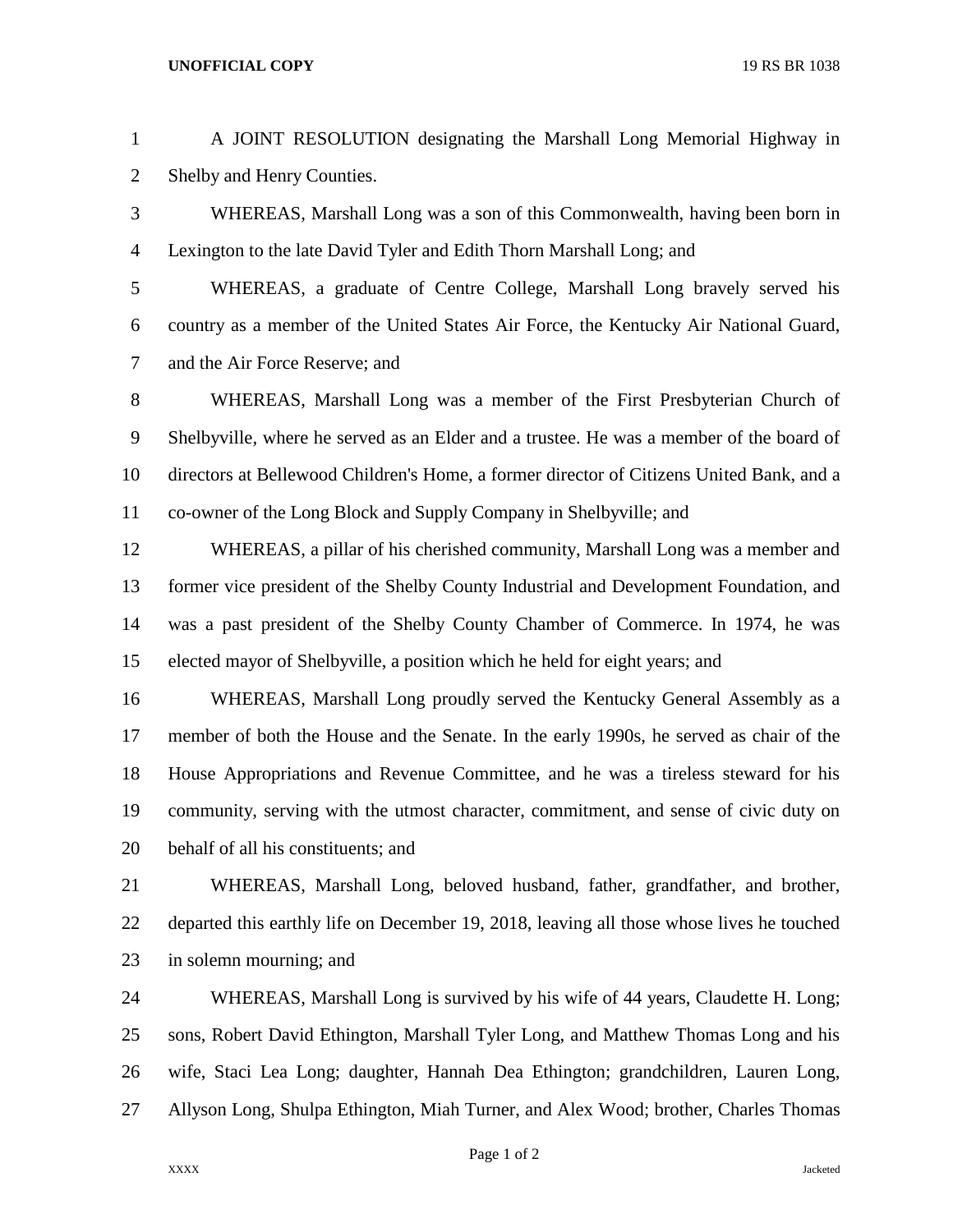A JOINT RESOLUTION designating the Marshall Long Memorial Highway in Shelby and Henry Counties.

WHEREAS, Marshall Long was a son of this Commonwealth, having been born in Lexington to the late David Tyler and Edith Thorn Marshall Long; and

WHEREAS, a graduate of Centre College, Marshall Long bravely served his country as a member of the United States Air Force, the Kentucky Air National Guard, and the Air Force Reserve; and

WHEREAS, Marshall Long was a member of the First Presbyterian Church of Shelbyville, where he served as an Elder and a trustee. He was a member of the board of directors at Bellewood Children's Home, a former director of Citizens United Bank, and a co-owner of the Long Block and Supply Company in Shelbyville; and

WHEREAS, a pillar of his cherished community, Marshall Long was a member and former vice president of the Shelby County Industrial and Development Foundation, and was a past president of the Shelby County Chamber of Commerce. In 1974, he was elected mayor of Shelbyville, a position which he held for eight years; and

WHEREAS, Marshall Long proudly served the Kentucky General Assembly as a member of both the House and the Senate. In the early 1990s, he served as chair of the House Appropriations and Revenue Committee, and he was a tireless steward for his community, serving with the utmost character, commitment, and sense of civic duty on behalf of all his constituents; and

WHEREAS, Marshall Long, beloved husband, father, grandfather, and brother, departed this earthly life on December 19, 2018, leaving all those whose lives he touched in solemn mourning; and

WHEREAS, Marshall Long is survived by his wife of 44 years, Claudette H. Long; sons, Robert David Ethington, Marshall Tyler Long, and Matthew Thomas Long and his wife, Staci Lea Long; daughter, Hannah Dea Ethington; grandchildren, Lauren Long, Allyson Long, Shulpa Ethington, Miah Turner, and Alex Wood; brother, Charles Thomas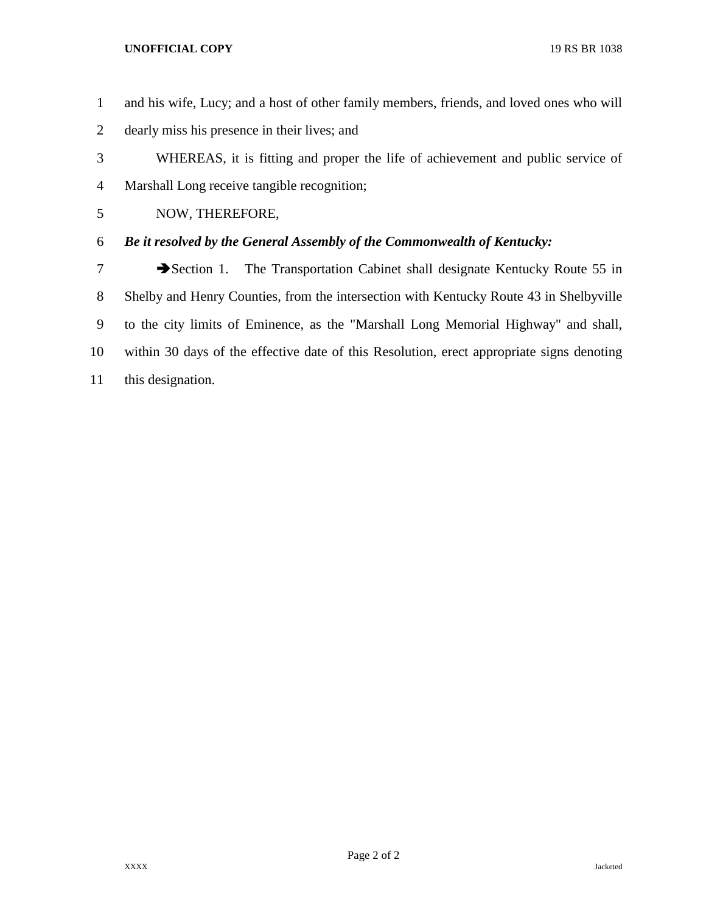and his wife, Lucy; and a host of other family members, friends, and loved ones who will dearly miss his presence in their lives; and

WHEREAS, it is fitting and proper the life of achievement and public service of Marshall Long receive tangible recognition;

NOW, THEREFORE,

***Be it resolved by the General Assembly of the Commonwealth of Kentucky:***

➔Section 1. The Transportation Cabinet shall designate Kentucky Route 55 in Shelby and Henry Counties, from the intersection with Kentucky Route 43 in Shelbyville to the city limits of Eminence, as the "Marshall Long Memorial Highway" and shall, within 30 days of the effective date of this Resolution, erect appropriate signs denoting this designation.